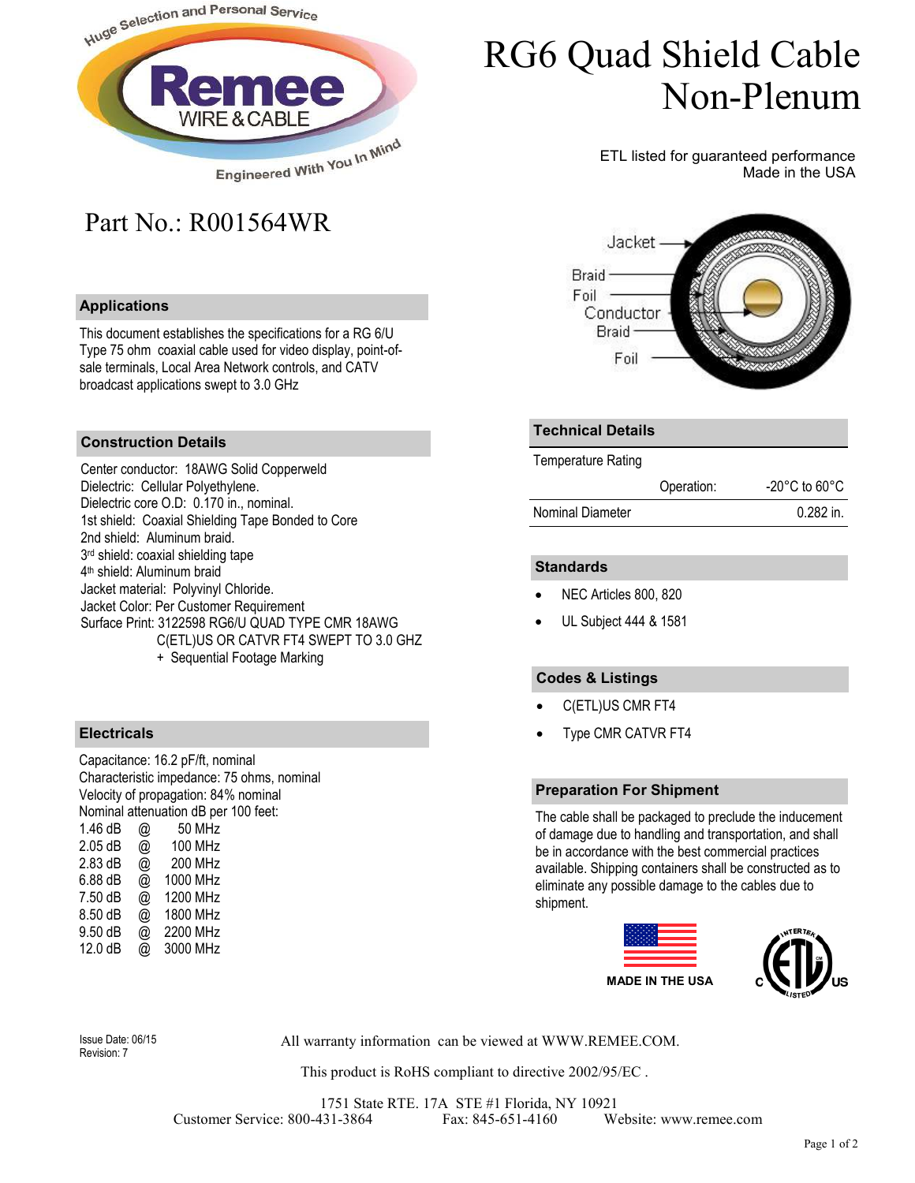Huge Selection and Personal Service

Remee WIRE & CABLE

Engineered With You In Mind

# RG6 Quad Shield Cable Non-Plenum

ETL listed for guaranteed performance
Made in the USA

## Part No.: R001564WR

Jacket
Braid
Foil
Conductor
Braid
Foil

### Applications

This document establishes the specifications for a RG 6/U Type 75 ohm coaxial cable used for video display, point-of-sale terminals, Local Area Network controls, and CATV broadcast applications swept to 3.0 GHz

### Construction Details

Center conductor: 18AWG Solid Copperweld
Dielectric: Cellular Polyethylene.
Dielectric core O.D: 0.170 in., nominal.
1st shield: Coaxial Shielding Tape Bonded to Core
2nd shield: Aluminum braid.
3rd shield: coaxial shielding tape
4th shield: Aluminum braid
Jacket material: Polyvinyl Chloride.
Jacket Color: Per Customer Requirement
Surface Print: 3122598 RG6/U QUAD TYPE CMR 18AWG C(ETL)US OR CATVR FT4 SWEPT TO 3.0 GHZ
+ Sequential Footage Marking

### Electricals

Capacitance: 16.2 pF/ft, nominal
Characteristic impedance: 75 ohms, nominal
Velocity of propagation: 84% nominal
Nominal attenuation dB per 100 feet:

| | | |
|---|---|---|
| 1.46 dB | @ | 50 MHz |
| 2.05 dB | @ | 100 MHz |
| 2.83 dB | @ | 200 MHz |
| 6.88 dB | @ | 1000 MHz |
| 7.50 dB | @ | 1200 MHz |
| 8.50 dB | @ | 1800 MHz |
| 9.50 dB | @ | 2200 MHz |
| 12.0 dB | @ | 3000 MHz |

### Technical Details

| | | |
|---|---|---|
| Temperature Rating | | |
| | Operation: | -20°C to 60°C |
| Nominal Diameter | | 0.282 in. |

### Standards

- NEC Articles 800, 820
- UL Subject 444 & 1581

### Codes & Listings

- C(ETL)US CMR FT4
- Type CMR CATVR FT4

### Preparation For Shipment

The cable shall be packaged to preclude the inducement of damage due to handling and transportation, and shall be in accordance with the best commercial practices available. Shipping containers shall be constructed as to eliminate any possible damage to the cables due to shipment.

MADE IN THE USA

C ETL US Intertek Listed

Issue Date: 06/15
Revision: 7

All warranty information can be viewed at WWW.REMEE.COM.

This product is RoHS compliant to directive 2002/95/EC .

1751 State RTE. 17A STE #1 Florida, NY 10921
Customer Service: 800-431-3864 Fax: 845-651-4160 Website: www.remee.com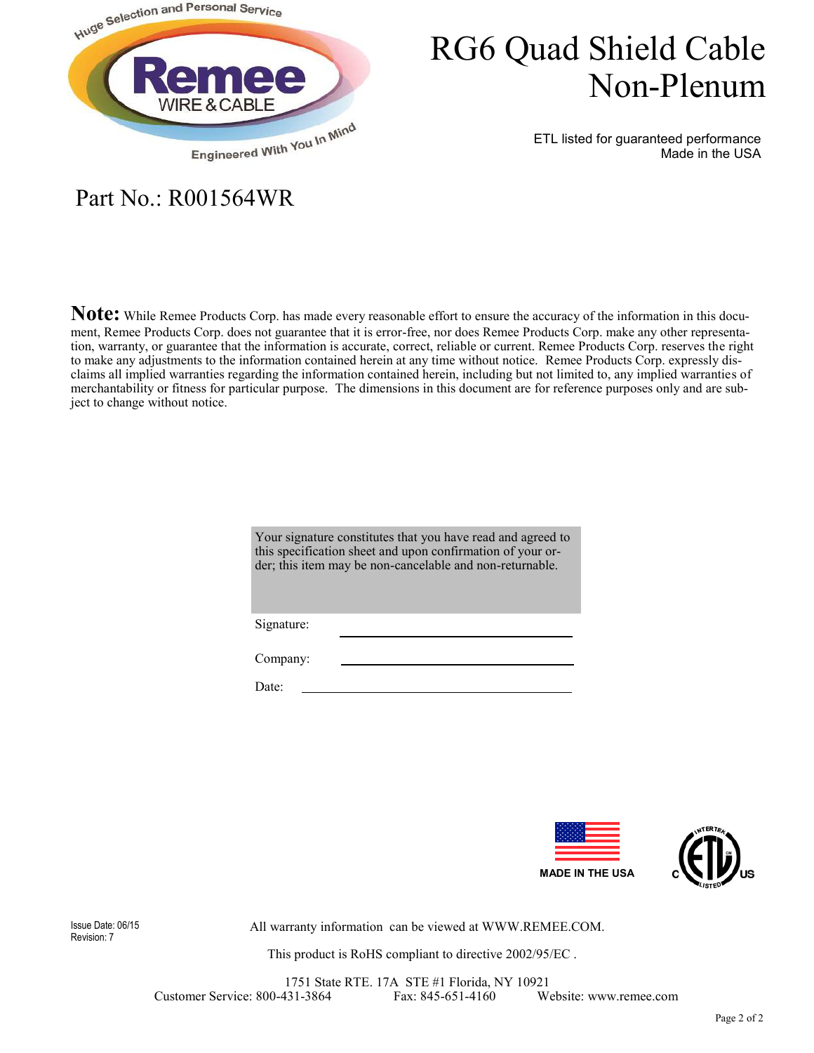# RG6 Quad Shield Cable Non-Plenum

ETL listed for guaranteed performance
Made in the USA

## Part No.: R001564WR

**Note:** While Remee Products Corp. has made every reasonable effort to ensure the accuracy of the information in this document, Remee Products Corp. does not guarantee that it is error-free, nor does Remee Products Corp. make any other representation, warranty, or guarantee that the information is accurate, correct, reliable or current. Remee Products Corp. reserves the right to make any adjustments to the information contained herein at any time without notice. Remee Products Corp. expressly disclaims all implied warranties regarding the information contained herein, including but not limited to, any implied warranties of merchantability or fitness for particular purpose. The dimensions in this document are for reference purposes only and are subject to change without notice.

Your signature constitutes that you have read and agreed to this specification sheet and upon confirmation of your order; this item may be non-cancelable and non-returnable.

Signature: ____________________

Company: ____________________

Date: ____________________

MADE IN THE USA

Issue Date: 06/15
Revision: 7

All warranty information can be viewed at WWW.REMEE.COM.

This product is RoHS compliant to directive 2002/95/EC .

1751 State RTE. 17A STE #1 Florida, NY 10921
Customer Service: 800-431-3864 Fax: 845-651-4160 Website: www.remee.com